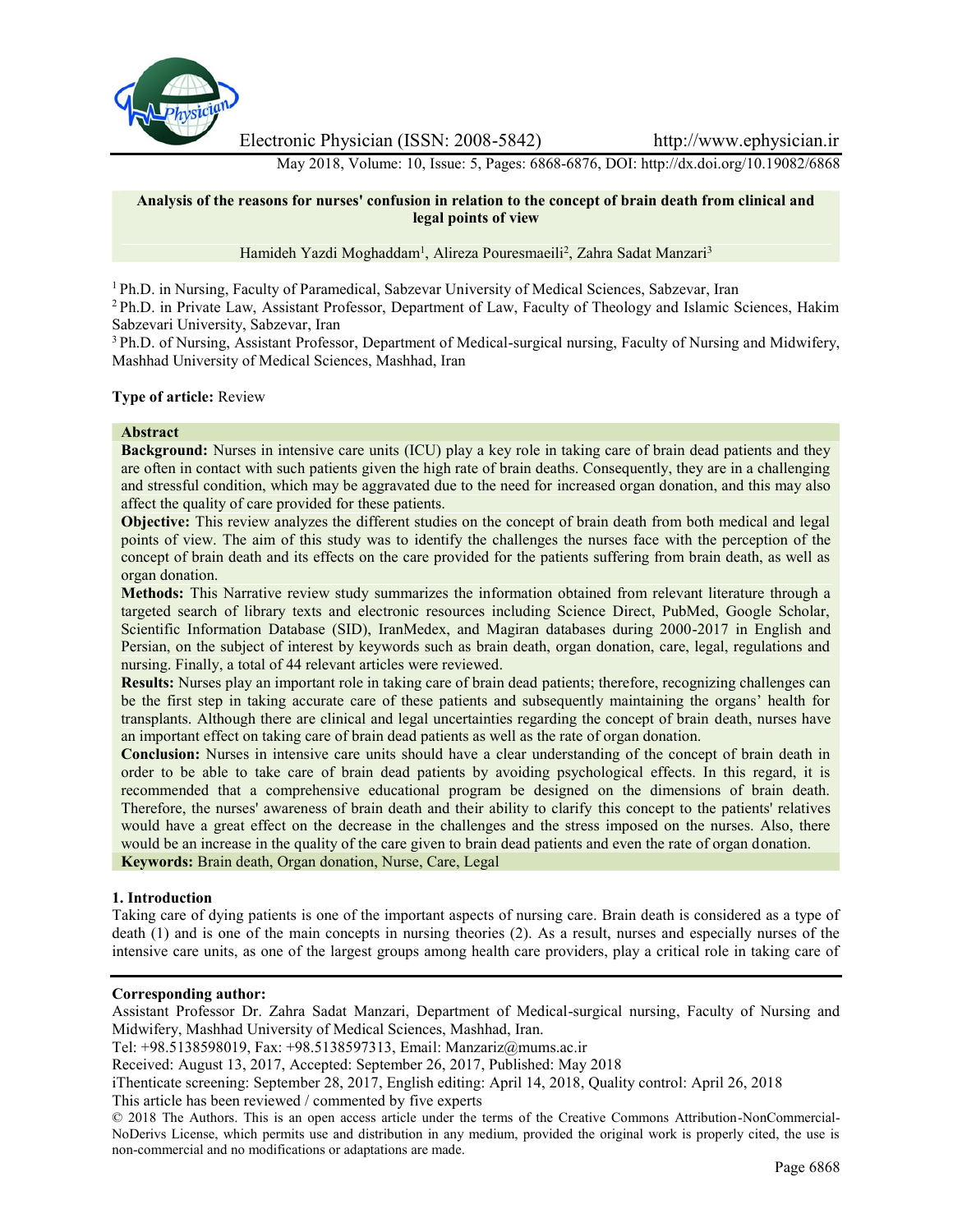# Analysis of the reasons for nurses' confusion in relation to the concept of brain death from clinical and legal points of view

Hamideh Yazdi Moghaddam[1], Alireza Pouresmaeili[2], Zahra Sadat Manzari[3]

[1] Ph.D. in Nursing, Faculty of Paramedical, Sabzevar University of Medical Sciences, Sabzevar, Iran

[2] Ph.D. in Private Law, Assistant Professor, Department of Law, Faculty of Theology and Islamic Sciences, Hakim Sabzevari University, Sabzevar, Iran

[3] Ph.D. of Nursing, Assistant Professor, Department of Medical-surgical nursing, Faculty of Nursing and Midwifery, Mashhad University of Medical Sciences, Mashhad, Iran

**Type of article:** Review

## Abstract

**Background:** Nurses in intensive care units (ICU) play a key role in taking care of brain dead patients and they are often in contact with such patients given the high rate of brain deaths. Consequently, they are in a challenging and stressful condition, which may be aggravated due to the need for increased organ donation, and this may also affect the quality of care provided for these patients.

**Objective:** This review analyzes the different studies on the concept of brain death from both medical and legal points of view. The aim of this study was to identify the challenges the nurses face with the perception of the concept of brain death and its effects on the care provided for the patients suffering from brain death, as well as organ donation.

**Methods:** This Narrative review study summarizes the information obtained from relevant literature through a targeted search of library texts and electronic resources including Science Direct, PubMed, Google Scholar, Scientific Information Database (SID), IranMedex, and Magiran databases during 2000-2017 in English and Persian, on the subject of interest by keywords such as brain death, organ donation, care, legal, regulations and nursing. Finally, a total of 44 relevant articles were reviewed.

**Results:** Nurses play an important role in taking care of brain dead patients; therefore, recognizing challenges can be the first step in taking accurate care of these patients and subsequently maintaining the organs' health for transplants. Although there are clinical and legal uncertainties regarding the concept of brain death, nurses have an important effect on taking care of brain dead patients as well as the rate of organ donation.

**Conclusion:** Nurses in intensive care units should have a clear understanding of the concept of brain death in order to be able to take care of brain dead patients by avoiding psychological effects. In this regard, it is recommended that a comprehensive educational program be designed on the dimensions of brain death. Therefore, the nurses' awareness of brain death and their ability to clarify this concept to the patients' relatives would have a great effect on the decrease in the challenges and the stress imposed on the nurses. Also, there would be an increase in the quality of the care given to brain dead patients and even the rate of organ donation.

**Keywords:** Brain death, Organ donation, Nurse, Care, Legal

## 1. Introduction

Taking care of dying patients is one of the important aspects of nursing care. Brain death is considered as a type of death (1) and is one of the main concepts in nursing theories (2). As a result, nurses and especially nurses of the intensive care units, as one of the largest groups among health care providers, play a critical role in taking care of

---

**Corresponding author:**
Assistant Professor Dr. Zahra Sadat Manzari, Department of Medical-surgical nursing, Faculty of Nursing and Midwifery, Mashhad University of Medical Sciences, Mashhad, Iran.
Tel: +98.5138598019, Fax: +98.5138597313, Email: Manzariz@mums.ac.ir
Received: August 13, 2017, Accepted: September 26, 2017, Published: May 2018
iThenticate screening: September 28, 2017, English editing: April 14, 2018, Quality control: April 26, 2018
This article has been reviewed / commented by five experts
© 2018 The Authors. This is an open access article under the terms of the Creative Commons Attribution-NonCommercial-NoDerivs License, which permits use and distribution in any medium, provided the original work is properly cited, the use is non-commercial and no modifications or adaptations are made.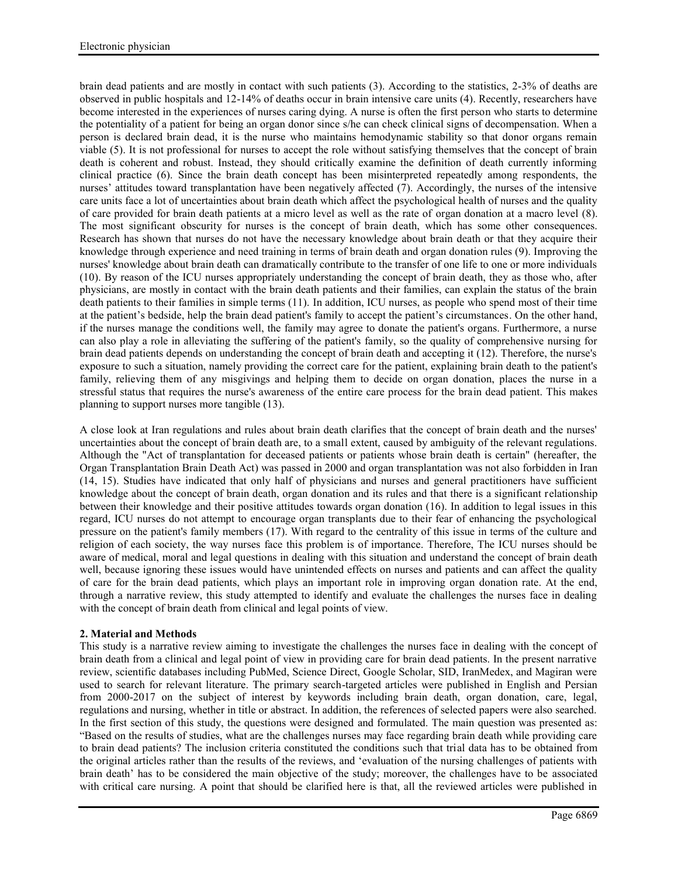brain dead patients and are mostly in contact with such patients (3). According to the statistics, 2-3% of deaths are observed in public hospitals and 12-14% of deaths occur in brain intensive care units (4). Recently, researchers have become interested in the experiences of nurses caring dying. A nurse is often the first person who starts to determine the potentiality of a patient for being an organ donor since s/he can check clinical signs of decompensation. When a person is declared brain dead, it is the nurse who maintains hemodynamic stability so that donor organs remain viable (5). It is not professional for nurses to accept the role without satisfying themselves that the concept of brain death is coherent and robust. Instead, they should critically examine the definition of death currently informing clinical practice (6). Since the brain death concept has been misinterpreted repeatedly among respondents, the nurses' attitudes toward transplantation have been negatively affected (7). Accordingly, the nurses of the intensive care units face a lot of uncertainties about brain death which affect the psychological health of nurses and the quality of care provided for brain death patients at a micro level as well as the rate of organ donation at a macro level (8). The most significant obscurity for nurses is the concept of brain death, which has some other consequences. Research has shown that nurses do not have the necessary knowledge about brain death or that they acquire their knowledge through experience and need training in terms of brain death and organ donation rules (9). Improving the nurses' knowledge about brain death can dramatically contribute to the transfer of one life to one or more individuals (10). By reason of the ICU nurses appropriately understanding the concept of brain death, they as those who, after physicians, are mostly in contact with the brain death patients and their families, can explain the status of the brain death patients to their families in simple terms (11). In addition, ICU nurses, as people who spend most of their time at the patient's bedside, help the brain dead patient's family to accept the patient's circumstances. On the other hand, if the nurses manage the conditions well, the family may agree to donate the patient's organs. Furthermore, a nurse can also play a role in alleviating the suffering of the patient's family, so the quality of comprehensive nursing for brain dead patients depends on understanding the concept of brain death and accepting it (12). Therefore, the nurse's exposure to such a situation, namely providing the correct care for the patient, explaining brain death to the patient's family, relieving them of any misgivings and helping them to decide on organ donation, places the nurse in a stressful status that requires the nurse's awareness of the entire care process for the brain dead patient. This makes planning to support nurses more tangible (13).

A close look at Iran regulations and rules about brain death clarifies that the concept of brain death and the nurses' uncertainties about the concept of brain death are, to a small extent, caused by ambiguity of the relevant regulations. Although the "Act of transplantation for deceased patients or patients whose brain death is certain" (hereafter, the Organ Transplantation Brain Death Act) was passed in 2000 and organ transplantation was not also forbidden in Iran (14, 15). Studies have indicated that only half of physicians and nurses and general practitioners have sufficient knowledge about the concept of brain death, organ donation and its rules and that there is a significant relationship between their knowledge and their positive attitudes towards organ donation (16). In addition to legal issues in this regard, ICU nurses do not attempt to encourage organ transplants due to their fear of enhancing the psychological pressure on the patient's family members (17). With regard to the centrality of this issue in terms of the culture and religion of each society, the way nurses face this problem is of importance. Therefore, The ICU nurses should be aware of medical, moral and legal questions in dealing with this situation and understand the concept of brain death well, because ignoring these issues would have unintended effects on nurses and patients and can affect the quality of care for the brain dead patients, which plays an important role in improving organ donation rate. At the end, through a narrative review, this study attempted to identify and evaluate the challenges the nurses face in dealing with the concept of brain death from clinical and legal points of view.

## 2. Material and Methods

This study is a narrative review aiming to investigate the challenges the nurses face in dealing with the concept of brain death from a clinical and legal point of view in providing care for brain dead patients. In the present narrative review, scientific databases including PubMed, Science Direct, Google Scholar, SID, IranMedex, and Magiran were used to search for relevant literature. The primary search-targeted articles were published in English and Persian from 2000-2017 on the subject of interest by keywords including brain death, organ donation, care, legal, regulations and nursing, whether in title or abstract. In addition, the references of selected papers were also searched. In the first section of this study, the questions were designed and formulated. The main question was presented as: "Based on the results of studies, what are the challenges nurses may face regarding brain death while providing care to brain dead patients? The inclusion criteria constituted the conditions such that trial data has to be obtained from the original articles rather than the results of the reviews, and 'evaluation of the nursing challenges of patients with brain death' has to be considered the main objective of the study; moreover, the challenges have to be associated with critical care nursing. A point that should be clarified here is that, all the reviewed articles were published in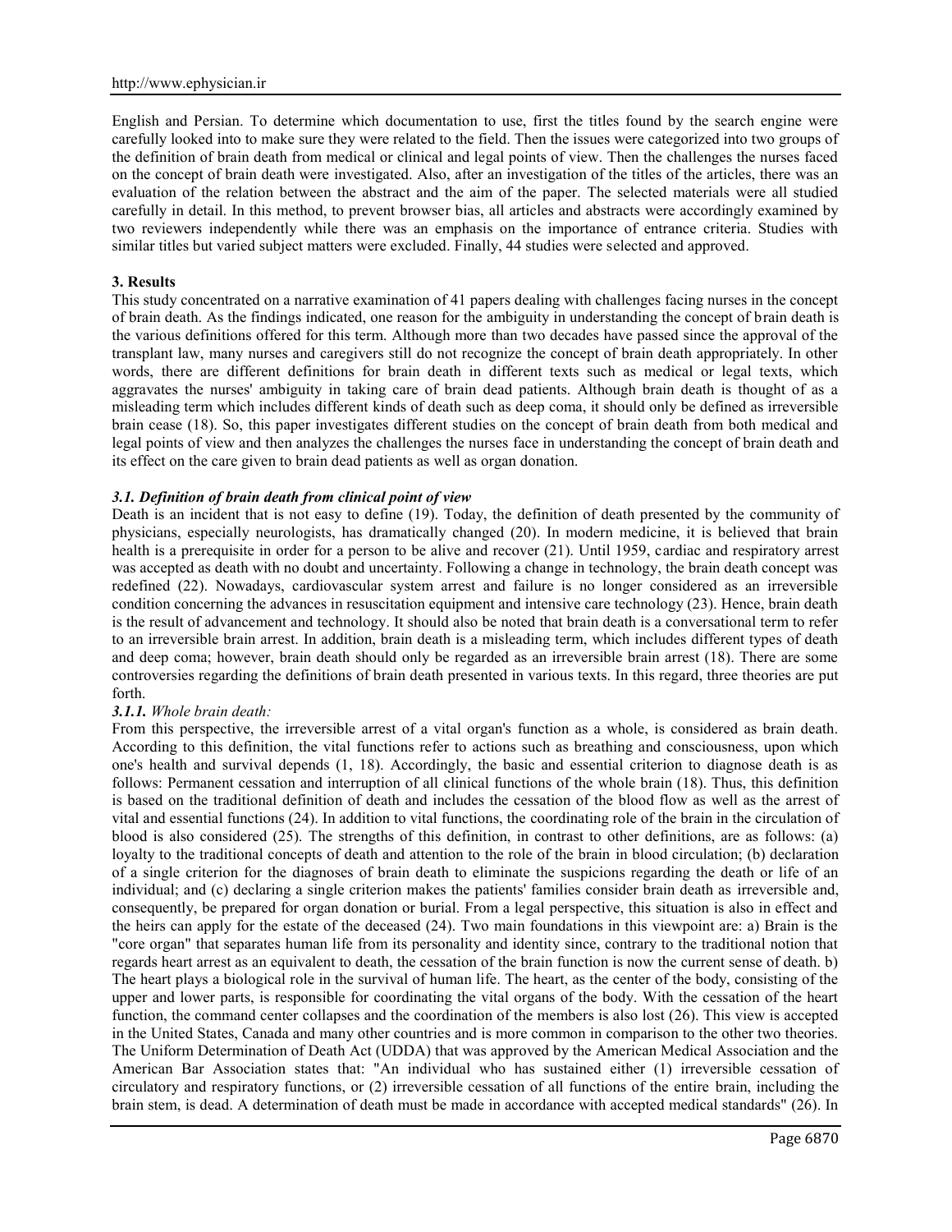English and Persian. To determine which documentation to use, first the titles found by the search engine were carefully looked into to make sure they were related to the field. Then the issues were categorized into two groups of the definition of brain death from medical or clinical and legal points of view. Then the challenges the nurses faced on the concept of brain death were investigated. Also, after an investigation of the titles of the articles, there was an evaluation of the relation between the abstract and the aim of the paper. The selected materials were all studied carefully in detail. In this method, to prevent browser bias, all articles and abstracts were accordingly examined by two reviewers independently while there was an emphasis on the importance of entrance criteria. Studies with similar titles but varied subject matters were excluded. Finally, 44 studies were selected and approved.

## 3. Results

This study concentrated on a narrative examination of 41 papers dealing with challenges facing nurses in the concept of brain death. As the findings indicated, one reason for the ambiguity in understanding the concept of brain death is the various definitions offered for this term. Although more than two decades have passed since the approval of the transplant law, many nurses and caregivers still do not recognize the concept of brain death appropriately. In other words, there are different definitions for brain death in different texts such as medical or legal texts, which aggravates the nurses' ambiguity in taking care of brain dead patients. Although brain death is thought of as a misleading term which includes different kinds of death such as deep coma, it should only be defined as irreversible brain cease (18). So, this paper investigates different studies on the concept of brain death from both medical and legal points of view and then analyzes the challenges the nurses face in understanding the concept of brain death and its effect on the care given to brain dead patients as well as organ donation.

### *3.1. Definition of brain death from clinical point of view*

Death is an incident that is not easy to define (19). Today, the definition of death presented by the community of physicians, especially neurologists, has dramatically changed (20). In modern medicine, it is believed that brain health is a prerequisite in order for a person to be alive and recover (21). Until 1959, cardiac and respiratory arrest was accepted as death with no doubt and uncertainty. Following a change in technology, the brain death concept was redefined (22). Nowadays, cardiovascular system arrest and failure is no longer considered as an irreversible condition concerning the advances in resuscitation equipment and intensive care technology (23). Hence, brain death is the result of advancement and technology. It should also be noted that brain death is a conversational term to refer to an irreversible brain arrest. In addition, brain death is a misleading term, which includes different types of death and deep coma; however, brain death should only be regarded as an irreversible brain arrest (18). There are some controversies regarding the definitions of brain death presented in various texts. In this regard, three theories are put forth.

#### *3.1.1. Whole brain death:*

From this perspective, the irreversible arrest of a vital organ's function as a whole, is considered as brain death. According to this definition, the vital functions refer to actions such as breathing and consciousness, upon which one's health and survival depends (1, 18). Accordingly, the basic and essential criterion to diagnose death is as follows: Permanent cessation and interruption of all clinical functions of the whole brain (18). Thus, this definition is based on the traditional definition of death and includes the cessation of the blood flow as well as the arrest of vital and essential functions (24). In addition to vital functions, the coordinating role of the brain in the circulation of blood is also considered (25). The strengths of this definition, in contrast to other definitions, are as follows: (a) loyalty to the traditional concepts of death and attention to the role of the brain in blood circulation; (b) declaration of a single criterion for the diagnoses of brain death to eliminate the suspicions regarding the death or life of an individual; and (c) declaring a single criterion makes the patients' families consider brain death as irreversible and, consequently, be prepared for organ donation or burial. From a legal perspective, this situation is also in effect and the heirs can apply for the estate of the deceased (24). Two main foundations in this viewpoint are: a) Brain is the "core organ" that separates human life from its personality and identity since, contrary to the traditional notion that regards heart arrest as an equivalent to death, the cessation of the brain function is now the current sense of death. b) The heart plays a biological role in the survival of human life. The heart, as the center of the body, consisting of the upper and lower parts, is responsible for coordinating the vital organs of the body. With the cessation of the heart function, the command center collapses and the coordination of the members is also lost (26). This view is accepted in the United States, Canada and many other countries and is more common in comparison to the other two theories. The Uniform Determination of Death Act (UDDA) that was approved by the American Medical Association and the American Bar Association states that: "An individual who has sustained either (1) irreversible cessation of circulatory and respiratory functions, or (2) irreversible cessation of all functions of the entire brain, including the brain stem, is dead. A determination of death must be made in accordance with accepted medical standards" (26). In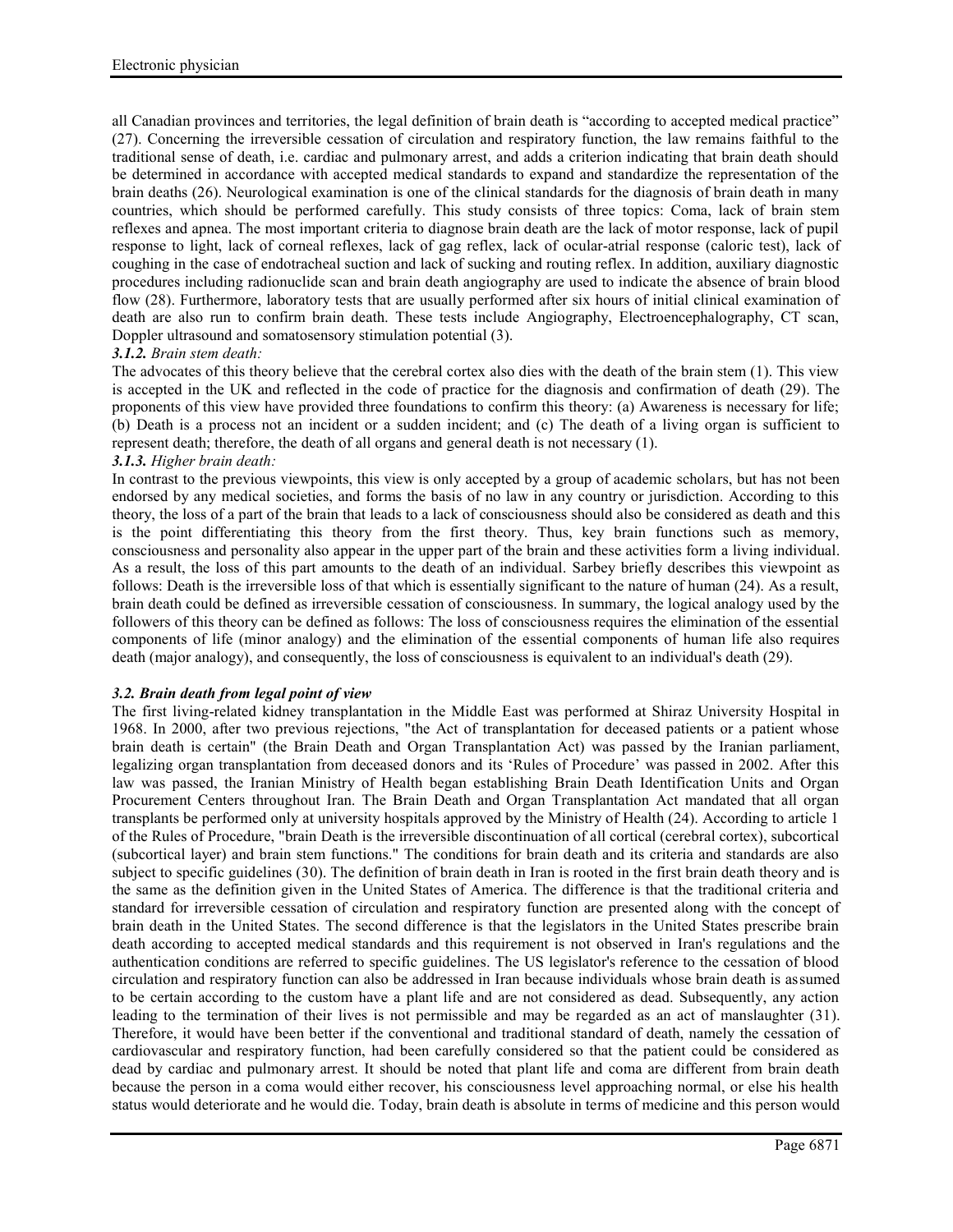all Canadian provinces and territories, the legal definition of brain death is "according to accepted medical practice" (27). Concerning the irreversible cessation of circulation and respiratory function, the law remains faithful to the traditional sense of death, i.e. cardiac and pulmonary arrest, and adds a criterion indicating that brain death should be determined in accordance with accepted medical standards to expand and standardize the representation of the brain deaths (26). Neurological examination is one of the clinical standards for the diagnosis of brain death in many countries, which should be performed carefully. This study consists of three topics: Coma, lack of brain stem reflexes and apnea. The most important criteria to diagnose brain death are the lack of motor response, lack of pupil response to light, lack of corneal reflexes, lack of gag reflex, lack of ocular-atrial response (caloric test), lack of coughing in the case of endotracheal suction and lack of sucking and routing reflex. In addition, auxiliary diagnostic procedures including radionuclide scan and brain death angiography are used to indicate the absence of brain blood flow (28). Furthermore, laboratory tests that are usually performed after six hours of initial clinical examination of death are also run to confirm brain death. These tests include Angiography, Electroencephalography, CT scan, Doppler ultrasound and somatosensory stimulation potential (3).

***3.1.2. Brain stem death:***

The advocates of this theory believe that the cerebral cortex also dies with the death of the brain stem (1). This view is accepted in the UK and reflected in the code of practice for the diagnosis and confirmation of death (29). The proponents of this view have provided three foundations to confirm this theory: (a) Awareness is necessary for life; (b) Death is a process not an incident or a sudden incident; and (c) The death of a living organ is sufficient to represent death; therefore, the death of all organs and general death is not necessary (1).

***3.1.3. Higher brain death:***

In contrast to the previous viewpoints, this view is only accepted by a group of academic scholars, but has not been endorsed by any medical societies, and forms the basis of no law in any country or jurisdiction. According to this theory, the loss of a part of the brain that leads to a lack of consciousness should also be considered as death and this is the point differentiating this theory from the first theory. Thus, key brain functions such as memory, consciousness and personality also appear in the upper part of the brain and these activities form a living individual. As a result, the loss of this part amounts to the death of an individual. Sarbey briefly describes this viewpoint as follows: Death is the irreversible loss of that which is essentially significant to the nature of human (24). As a result, brain death could be defined as irreversible cessation of consciousness. In summary, the logical analogy used by the followers of this theory can be defined as follows: The loss of consciousness requires the elimination of the essential components of life (minor analogy) and the elimination of the essential components of human life also requires death (major analogy), and consequently, the loss of consciousness is equivalent to an individual's death (29).

### *3.2. Brain death from legal point of view*

The first living-related kidney transplantation in the Middle East was performed at Shiraz University Hospital in 1968. In 2000, after two previous rejections, "the Act of transplantation for deceased patients or a patient whose brain death is certain" (the Brain Death and Organ Transplantation Act) was passed by the Iranian parliament, legalizing organ transplantation from deceased donors and its 'Rules of Procedure' was passed in 2002. After this law was passed, the Iranian Ministry of Health began establishing Brain Death Identification Units and Organ Procurement Centers throughout Iran. The Brain Death and Organ Transplantation Act mandated that all organ transplants be performed only at university hospitals approved by the Ministry of Health (24). According to article 1 of the Rules of Procedure, "brain Death is the irreversible discontinuation of all cortical (cerebral cortex), subcortical (subcortical layer) and brain stem functions." The conditions for brain death and its criteria and standards are also subject to specific guidelines (30). The definition of brain death in Iran is rooted in the first brain death theory and is the same as the definition given in the United States of America. The difference is that the traditional criteria and standard for irreversible cessation of circulation and respiratory function are presented along with the concept of brain death in the United States. The second difference is that the legislators in the United States prescribe brain death according to accepted medical standards and this requirement is not observed in Iran's regulations and the authentication conditions are referred to specific guidelines. The US legislator's reference to the cessation of blood circulation and respiratory function can also be addressed in Iran because individuals whose brain death is assumed to be certain according to the custom have a plant life and are not considered as dead. Subsequently, any action leading to the termination of their lives is not permissible and may be regarded as an act of manslaughter (31). Therefore, it would have been better if the conventional and traditional standard of death, namely the cessation of cardiovascular and respiratory function, had been carefully considered so that the patient could be considered as dead by cardiac and pulmonary arrest. It should be noted that plant life and coma are different from brain death because the person in a coma would either recover, his consciousness level approaching normal, or else his health status would deteriorate and he would die. Today, brain death is absolute in terms of medicine and this person would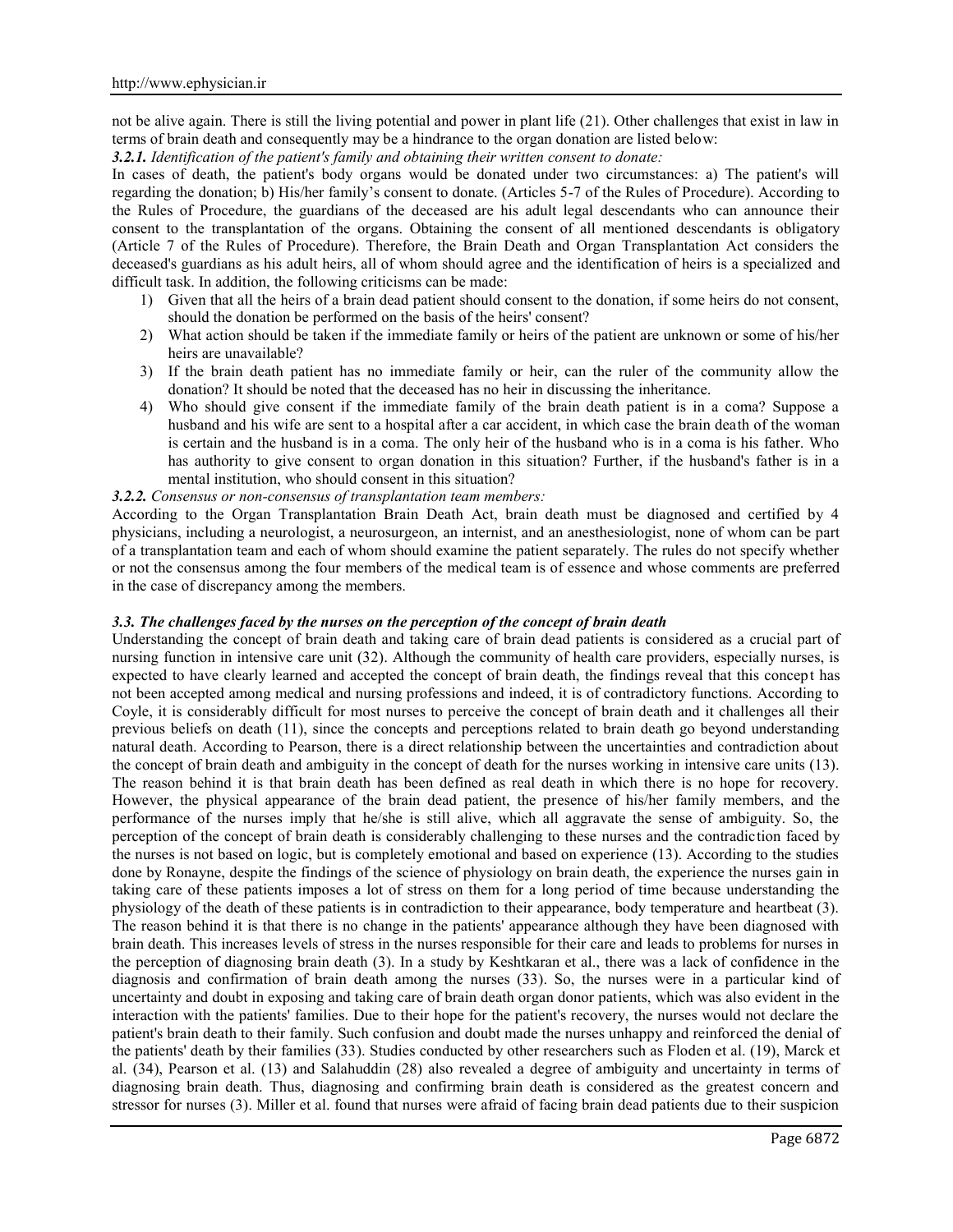not be alive again. There is still the living potential and power in plant life (21). Other challenges that exist in law in terms of brain death and consequently may be a hindrance to the organ donation are listed below:

***3.2.1.*** ***Identification of the patient's family and obtaining their written consent to donate:***

In cases of death, the patient's body organs would be donated under two circumstances: a) The patient's will regarding the donation; b) His/her family's consent to donate. (Articles 5-7 of the Rules of Procedure). According to the Rules of Procedure, the guardians of the deceased are his adult legal descendants who can announce their consent to the transplantation of the organs. Obtaining the consent of all mentioned descendants is obligatory (Article 7 of the Rules of Procedure). Therefore, the Brain Death and Organ Transplantation Act considers the deceased's guardians as his adult heirs, all of whom should agree and the identification of heirs is a specialized and difficult task. In addition, the following criticisms can be made:

1) Given that all the heirs of a brain dead patient should consent to the donation, if some heirs do not consent, should the donation be performed on the basis of the heirs' consent?
2) What action should be taken if the immediate family or heirs of the patient are unknown or some of his/her heirs are unavailable?
3) If the brain death patient has no immediate family or heir, can the ruler of the community allow the donation? It should be noted that the deceased has no heir in discussing the inheritance.
4) Who should give consent if the immediate family of the brain death patient is in a coma? Suppose a husband and his wife are sent to a hospital after a car accident, in which case the brain death of the woman is certain and the husband is in a coma. The only heir of the husband who is in a coma is his father. Who has authority to give consent to organ donation in this situation? Further, if the husband's father is in a mental institution, who should consent in this situation?

***3.2.2.*** ***Consensus or non-consensus of transplantation team members:***

According to the Organ Transplantation Brain Death Act, brain death must be diagnosed and certified by 4 physicians, including a neurologist, a neurosurgeon, an internist, and an anesthesiologist, none of whom can be part of a transplantation team and each of whom should examine the patient separately. The rules do not specify whether or not the consensus among the four members of the medical team is of essence and whose comments are preferred in the case of discrepancy among the members.

***3.3. The challenges faced by the nurses on the perception of the concept of brain death***

Understanding the concept of brain death and taking care of brain dead patients is considered as a crucial part of nursing function in intensive care unit (32). Although the community of health care providers, especially nurses, is expected to have clearly learned and accepted the concept of brain death, the findings reveal that this concept has not been accepted among medical and nursing professions and indeed, it is of contradictory functions. According to Coyle, it is considerably difficult for most nurses to perceive the concept of brain death and it challenges all their previous beliefs on death (11), since the concepts and perceptions related to brain death go beyond understanding natural death. According to Pearson, there is a direct relationship between the uncertainties and contradiction about the concept of brain death and ambiguity in the concept of death for the nurses working in intensive care units (13). The reason behind it is that brain death has been defined as real death in which there is no hope for recovery. However, the physical appearance of the brain dead patient, the presence of his/her family members, and the performance of the nurses imply that he/she is still alive, which all aggravate the sense of ambiguity. So, the perception of the concept of brain death is considerably challenging to these nurses and the contradiction faced by the nurses is not based on logic, but is completely emotional and based on experience (13). According to the studies done by Ronayne, despite the findings of the science of physiology on brain death, the experience the nurses gain in taking care of these patients imposes a lot of stress on them for a long period of time because understanding the physiology of the death of these patients is in contradiction to their appearance, body temperature and heartbeat (3). The reason behind it is that there is no change in the patients' appearance although they have been diagnosed with brain death. This increases levels of stress in the nurses responsible for their care and leads to problems for nurses in the perception of diagnosing brain death (3). In a study by Keshtkaran et al., there was a lack of confidence in the diagnosis and confirmation of brain death among the nurses (33). So, the nurses were in a particular kind of uncertainty and doubt in exposing and taking care of brain death organ donor patients, which was also evident in the interaction with the patients' families. Due to their hope for the patient's recovery, the nurses would not declare the patient's brain death to their family. Such confusion and doubt made the nurses unhappy and reinforced the denial of the patients' death by their families (33). Studies conducted by other researchers such as Floden et al. (19), Marck et al. (34), Pearson et al. (13) and Salahuddin (28) also revealed a degree of ambiguity and uncertainty in terms of diagnosing brain death. Thus, diagnosing and confirming brain death is considered as the greatest concern and stressor for nurses (3). Miller et al. found that nurses were afraid of facing brain dead patients due to their suspicion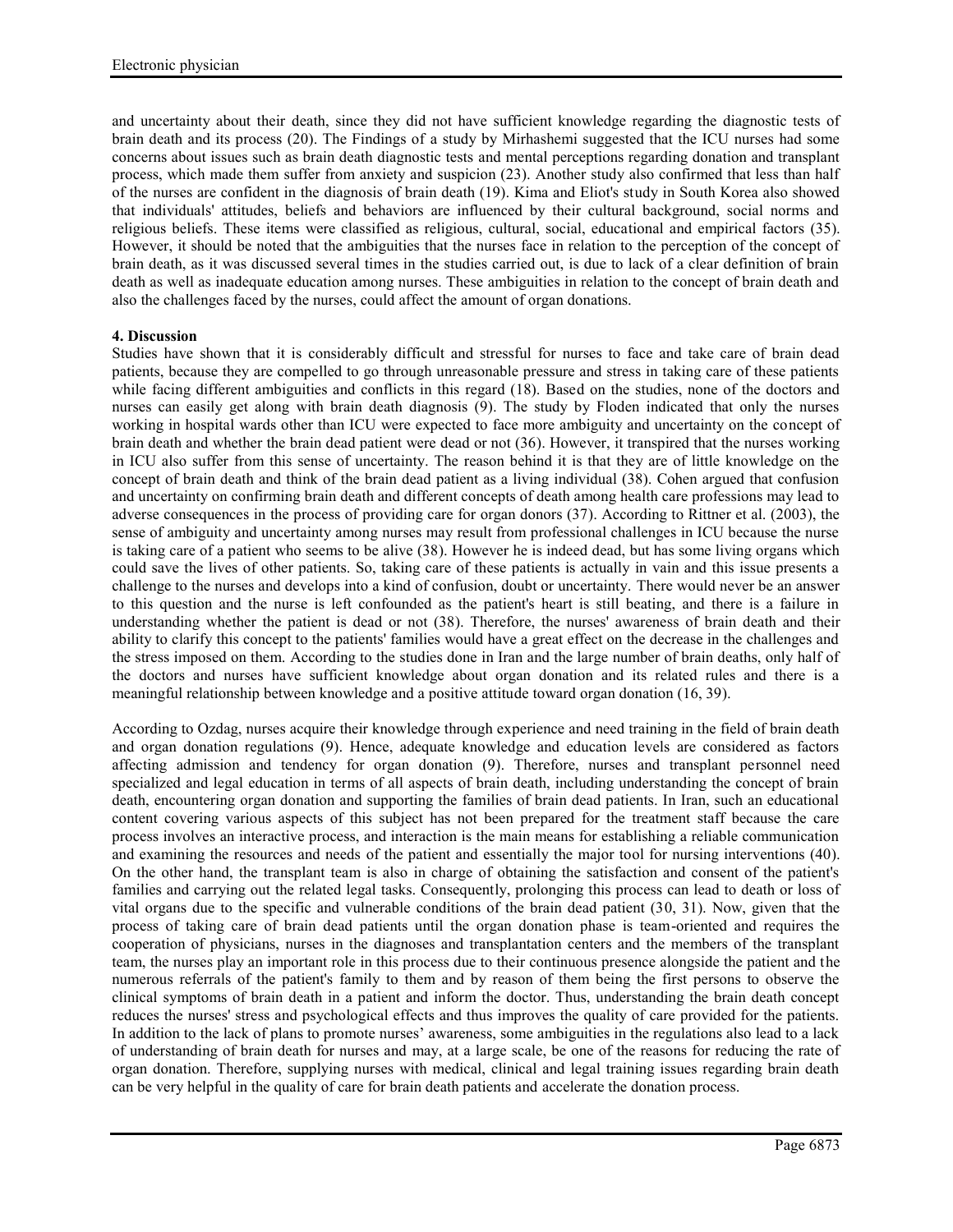and uncertainty about their death, since they did not have sufficient knowledge regarding the diagnostic tests of brain death and its process (20). The Findings of a study by Mirhashemi suggested that the ICU nurses had some concerns about issues such as brain death diagnostic tests and mental perceptions regarding donation and transplant process, which made them suffer from anxiety and suspicion (23). Another study also confirmed that less than half of the nurses are confident in the diagnosis of brain death (19). Kima and Eliot's study in South Korea also showed that individuals' attitudes, beliefs and behaviors are influenced by their cultural background, social norms and religious beliefs. These items were classified as religious, cultural, social, educational and empirical factors (35). However, it should be noted that the ambiguities that the nurses face in relation to the perception of the concept of brain death, as it was discussed several times in the studies carried out, is due to lack of a clear definition of brain death as well as inadequate education among nurses. These ambiguities in relation to the concept of brain death and also the challenges faced by the nurses, could affect the amount of organ donations.

## 4. Discussion

Studies have shown that it is considerably difficult and stressful for nurses to face and take care of brain dead patients, because they are compelled to go through unreasonable pressure and stress in taking care of these patients while facing different ambiguities and conflicts in this regard (18). Based on the studies, none of the doctors and nurses can easily get along with brain death diagnosis (9). The study by Floden indicated that only the nurses working in hospital wards other than ICU were expected to face more ambiguity and uncertainty on the concept of brain death and whether the brain dead patient were dead or not (36). However, it transpired that the nurses working in ICU also suffer from this sense of uncertainty. The reason behind it is that they are of little knowledge on the concept of brain death and think of the brain dead patient as a living individual (38). Cohen argued that confusion and uncertainty on confirming brain death and different concepts of death among health care professions may lead to adverse consequences in the process of providing care for organ donors (37). According to Rittner et al. (2003), the sense of ambiguity and uncertainty among nurses may result from professional challenges in ICU because the nurse is taking care of a patient who seems to be alive (38). However he is indeed dead, but has some living organs which could save the lives of other patients. So, taking care of these patients is actually in vain and this issue presents a challenge to the nurses and develops into a kind of confusion, doubt or uncertainty. There would never be an answer to this question and the nurse is left confounded as the patient's heart is still beating, and there is a failure in understanding whether the patient is dead or not (38). Therefore, the nurses' awareness of brain death and their ability to clarify this concept to the patients' families would have a great effect on the decrease in the challenges and the stress imposed on them. According to the studies done in Iran and the large number of brain deaths, only half of the doctors and nurses have sufficient knowledge about organ donation and its related rules and there is a meaningful relationship between knowledge and a positive attitude toward organ donation (16, 39).

According to Ozdag, nurses acquire their knowledge through experience and need training in the field of brain death and organ donation regulations (9). Hence, adequate knowledge and education levels are considered as factors affecting admission and tendency for organ donation (9). Therefore, nurses and transplant personnel need specialized and legal education in terms of all aspects of brain death, including understanding the concept of brain death, encountering organ donation and supporting the families of brain dead patients. In Iran, such an educational content covering various aspects of this subject has not been prepared for the treatment staff because the care process involves an interactive process, and interaction is the main means for establishing a reliable communication and examining the resources and needs of the patient and essentially the major tool for nursing interventions (40). On the other hand, the transplant team is also in charge of obtaining the satisfaction and consent of the patient's families and carrying out the related legal tasks. Consequently, prolonging this process can lead to death or loss of vital organs due to the specific and vulnerable conditions of the brain dead patient (30, 31). Now, given that the process of taking care of brain dead patients until the organ donation phase is team-oriented and requires the cooperation of physicians, nurses in the diagnoses and transplantation centers and the members of the transplant team, the nurses play an important role in this process due to their continuous presence alongside the patient and the numerous referrals of the patient's family to them and by reason of them being the first persons to observe the clinical symptoms of brain death in a patient and inform the doctor. Thus, understanding the brain death concept reduces the nurses' stress and psychological effects and thus improves the quality of care provided for the patients. In addition to the lack of plans to promote nurses' awareness, some ambiguities in the regulations also lead to a lack of understanding of brain death for nurses and may, at a large scale, be one of the reasons for reducing the rate of organ donation. Therefore, supplying nurses with medical, clinical and legal training issues regarding brain death can be very helpful in the quality of care for brain death patients and accelerate the donation process.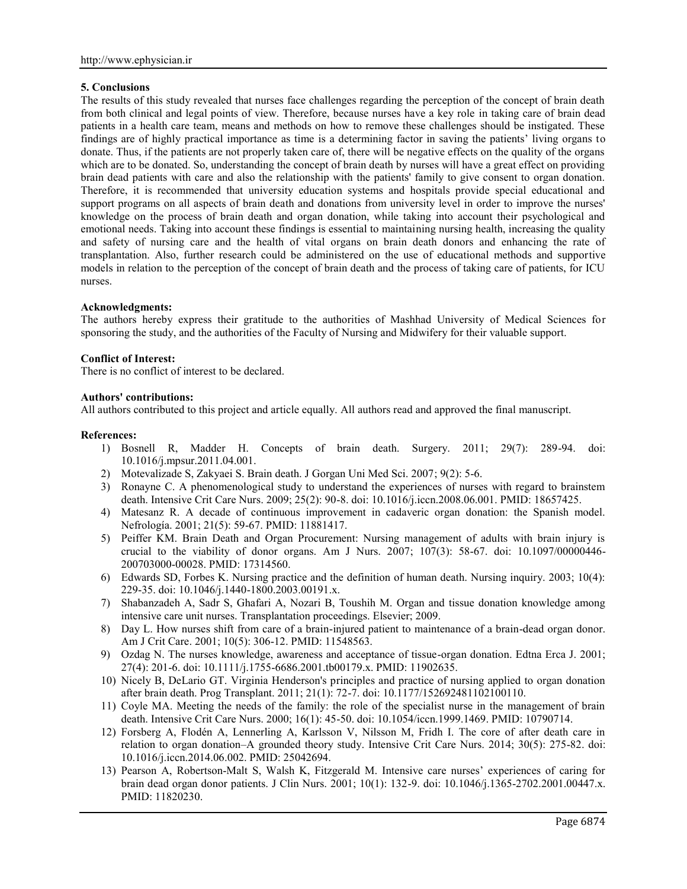## 5. Conclusions

The results of this study revealed that nurses face challenges regarding the perception of the concept of brain death from both clinical and legal points of view. Therefore, because nurses have a key role in taking care of brain dead patients in a health care team, means and methods on how to remove these challenges should be instigated. These findings are of highly practical importance as time is a determining factor in saving the patients' living organs to donate. Thus, if the patients are not properly taken care of, there will be negative effects on the quality of the organs which are to be donated. So, understanding the concept of brain death by nurses will have a great effect on providing brain dead patients with care and also the relationship with the patients' family to give consent to organ donation. Therefore, it is recommended that university education systems and hospitals provide special educational and support programs on all aspects of brain death and donations from university level in order to improve the nurses' knowledge on the process of brain death and organ donation, while taking into account their psychological and emotional needs. Taking into account these findings is essential to maintaining nursing health, increasing the quality and safety of nursing care and the health of vital organs on brain death donors and enhancing the rate of transplantation. Also, further research could be administered on the use of educational methods and supportive models in relation to the perception of the concept of brain death and the process of taking care of patients, for ICU nurses.

**Acknowledgments:**

The authors hereby express their gratitude to the authorities of Mashhad University of Medical Sciences for sponsoring the study, and the authorities of the Faculty of Nursing and Midwifery for their valuable support.

**Conflict of Interest:**

There is no conflict of interest to be declared.

**Authors' contributions:**

All authors contributed to this project and article equally. All authors read and approved the final manuscript.

**References:**

1) Bosnell R, Madder H. Concepts of brain death. Surgery. 2011; 29(7): 289-94. doi: 10.1016/j.mpsur.2011.04.001.
2) Motevalizade S, Zakyaei S. Brain death. J Gorgan Uni Med Sci. 2007; 9(2): 5-6.
3) Ronayne C. A phenomenological study to understand the experiences of nurses with regard to brainstem death. Intensive Crit Care Nurs. 2009; 25(2): 90-8. doi: 10.1016/j.iccn.2008.06.001. PMID: 18657425.
4) Matesanz R. A decade of continuous improvement in cadaveric organ donation: the Spanish model. Nefrología. 2001; 21(5): 59-67. PMID: 11881417.
5) Peiffer KM. Brain Death and Organ Procurement: Nursing management of adults with brain injury is crucial to the viability of donor organs. Am J Nurs. 2007; 107(3): 58-67. doi: 10.1097/00000446-200703000-00028. PMID: 17314560.
6) Edwards SD, Forbes K. Nursing practice and the definition of human death. Nursing inquiry. 2003; 10(4): 229-35. doi: 10.1046/j.1440-1800.2003.00191.x.
7) Shabanzadeh A, Sadr S, Ghafari A, Nozari B, Toushih M. Organ and tissue donation knowledge among intensive care unit nurses. Transplantation proceedings. Elsevier; 2009.
8) Day L. How nurses shift from care of a brain-injured patient to maintenance of a brain-dead organ donor. Am J Crit Care. 2001; 10(5): 306-12. PMID: 11548563.
9) Ozdag N. The nurses knowledge, awareness and acceptance of tissue-organ donation. Edtna Erca J. 2001; 27(4): 201-6. doi: 10.1111/j.1755-6686.2001.tb00179.x. PMID: 11902635.
10) Nicely B, DeLario GT. Virginia Henderson's principles and practice of nursing applied to organ donation after brain death. Prog Transplant. 2011; 21(1): 72-7. doi: 10.1177/152692481102100110.
11) Coyle MA. Meeting the needs of the family: the role of the specialist nurse in the management of brain death. Intensive Crit Care Nurs. 2000; 16(1): 45-50. doi: 10.1054/iccn.1999.1469. PMID: 10790714.
12) Forsberg A, Flodén A, Lennerling A, Karlsson V, Nilsson M, Fridh I. The core of after death care in relation to organ donation–A grounded theory study. Intensive Crit Care Nurs. 2014; 30(5): 275-82. doi: 10.1016/j.iccn.2014.06.002. PMID: 25042694.
13) Pearson A, Robertson-Malt S, Walsh K, Fitzgerald M. Intensive care nurses' experiences of caring for brain dead organ donor patients. J Clin Nurs. 2001; 10(1): 132-9. doi: 10.1046/j.1365-2702.2001.00447.x. PMID: 11820230.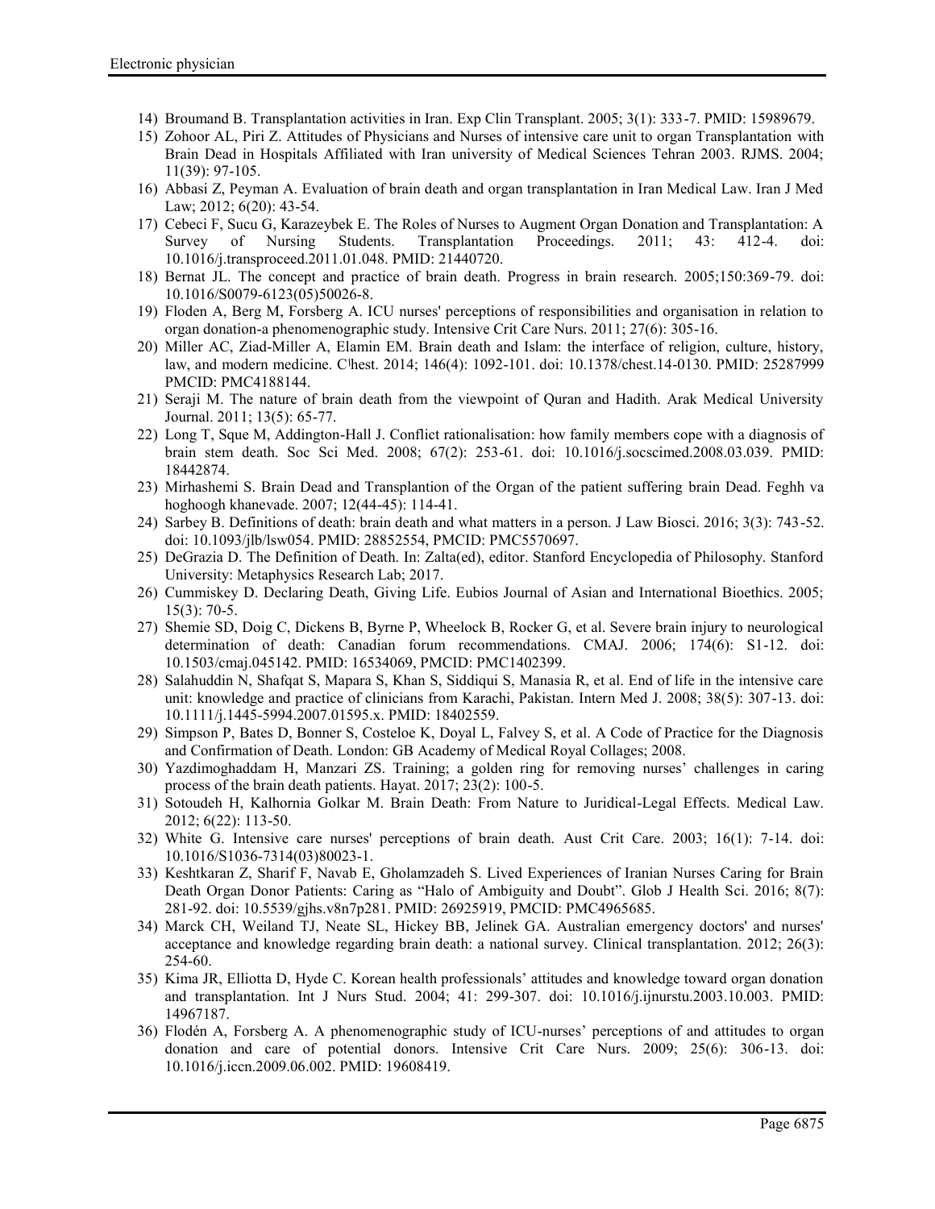14) Broumand B. Transplantation activities in Iran. Exp Clin Transplant. 2005; 3(1): 333-7. PMID: 15989679.
15) Zohoor AL, Piri Z. Attitudes of Physicians and Nurses of intensive care unit to organ Transplantation with Brain Dead in Hospitals Affiliated with Iran university of Medical Sciences Tehran 2003. RJMS. 2004; 11(39): 97-105.
16) Abbasi Z, Peyman A. Evaluation of brain death and organ transplantation in Iran Medical Law. Iran J Med Law; 2012; 6(20): 43-54.
17) Cebeci F, Sucu G, Karazeybek E. The Roles of Nurses to Augment Organ Donation and Transplantation: A Survey of Nursing Students. Transplantation Proceedings. 2011; 43: 412-4. doi: 10.1016/j.transproceed.2011.01.048. PMID: 21440720.
18) Bernat JL. The concept and practice of brain death. Progress in brain research. 2005;150:369-79. doi: 10.1016/S0079-6123(05)50026-8.
19) Floden A, Berg M, Forsberg A. ICU nurses' perceptions of responsibilities and organisation in relation to organ donation-a phenomenographic study. Intensive Crit Care Nurs. 2011; 27(6): 305-16.
20) Miller AC, Ziad-Miller A, Elamin EM. Brain death and Islam: the interface of religion, culture, history, law, and modern medicine. Chest. 2014; 146(4): 1092-101. doi: 10.1378/chest.14-0130. PMID: 25287999 PMCID: PMC4188144.
21) Seraji M. The nature of brain death from the viewpoint of Quran and Hadith. Arak Medical University Journal. 2011; 13(5): 65-77.
22) Long T, Sque M, Addington-Hall J. Conflict rationalisation: how family members cope with a diagnosis of brain stem death. Soc Sci Med. 2008; 67(2): 253-61. doi: 10.1016/j.socscimed.2008.03.039. PMID: 18442874.
23) Mirhashemi S. Brain Dead and Transplantion of the Organ of the patient suffering brain Dead. Feghh va hoghoogh khanevade. 2007; 12(44-45): 114-41.
24) Sarbey B. Definitions of death: brain death and what matters in a person. J Law Biosci. 2016; 3(3): 743-52. doi: 10.1093/jlb/lsw054. PMID: 28852554, PMCID: PMC5570697.
25) DeGrazia D. The Definition of Death. In: Zalta(ed), editor. Stanford Encyclopedia of Philosophy. Stanford University: Metaphysics Research Lab; 2017.
26) Cummiskey D. Declaring Death, Giving Life. Eubios Journal of Asian and International Bioethics. 2005; 15(3): 70-5.
27) Shemie SD, Doig C, Dickens B, Byrne P, Wheelock B, Rocker G, et al. Severe brain injury to neurological determination of death: Canadian forum recommendations. CMAJ. 2006; 174(6): S1-12. doi: 10.1503/cmaj.045142. PMID: 16534069, PMCID: PMC1402399.
28) Salahuddin N, Shafqat S, Mapara S, Khan S, Siddiqui S, Manasia R, et al. End of life in the intensive care unit: knowledge and practice of clinicians from Karachi, Pakistan. Intern Med J. 2008; 38(5): 307-13. doi: 10.1111/j.1445-5994.2007.01595.x. PMID: 18402559.
29) Simpson P, Bates D, Bonner S, Costeloe K, Doyal L, Falvey S, et al. A Code of Practice for the Diagnosis and Confirmation of Death. London: GB Academy of Medical Royal Collages; 2008.
30) Yazdimoghaddam H, Manzari ZS. Training; a golden ring for removing nurses' challenges in caring process of the brain death patients. Hayat. 2017; 23(2): 100-5.
31) Sotoudeh H, Kalhornia Golkar M. Brain Death: From Nature to Juridical-Legal Effects. Medical Law. 2012; 6(22): 113-50.
32) White G. Intensive care nurses' perceptions of brain death. Aust Crit Care. 2003; 16(1): 7-14. doi: 10.1016/S1036-7314(03)80023-1.
33) Keshtkaran Z, Sharif F, Navab E, Gholamzadeh S. Lived Experiences of Iranian Nurses Caring for Brain Death Organ Donor Patients: Caring as "Halo of Ambiguity and Doubt". Glob J Health Sci. 2016; 8(7): 281-92. doi: 10.5539/gjhs.v8n7p281. PMID: 26925919, PMCID: PMC4965685.
34) Marck CH, Weiland TJ, Neate SL, Hickey BB, Jelinek GA. Australian emergency doctors' and nurses' acceptance and knowledge regarding brain death: a national survey. Clinical transplantation. 2012; 26(3): 254-60.
35) Kima JR, Elliotta D, Hyde C. Korean health professionals' attitudes and knowledge toward organ donation and transplantation. Int J Nurs Stud. 2004; 41: 299-307. doi: 10.1016/j.ijnurstu.2003.10.003. PMID: 14967187.
36) Flodén A, Forsberg A. A phenomenographic study of ICU-nurses' perceptions of and attitudes to organ donation and care of potential donors. Intensive Crit Care Nurs. 2009; 25(6): 306-13. doi: 10.1016/j.iccn.2009.06.002. PMID: 19608419.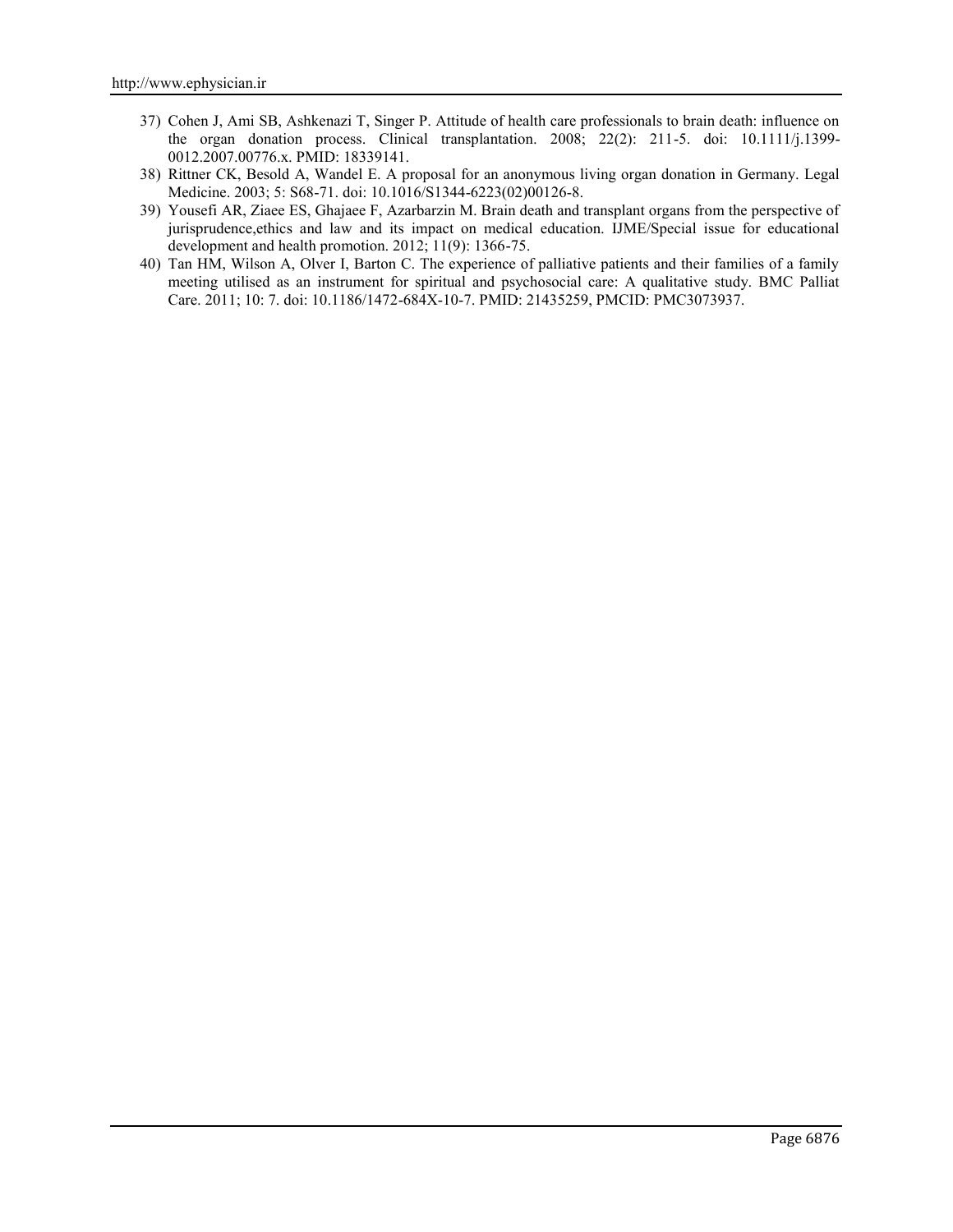37) Cohen J, Ami SB, Ashkenazi T, Singer P. Attitude of health care professionals to brain death: influence on the organ donation process. Clinical transplantation. 2008; 22(2): 211-5. doi: 10.1111/j.1399-0012.2007.00776.x. PMID: 18339141.
38) Rittner CK, Besold A, Wandel E. A proposal for an anonymous living organ donation in Germany. Legal Medicine. 2003; 5: S68-71. doi: 10.1016/S1344-6223(02)00126-8.
39) Yousefi AR, Ziaee ES, Ghajaee F, Azarbarzin M. Brain death and transplant organs from the perspective of jurisprudence,ethics and law and its impact on medical education. IJME/Special issue for educational development and health promotion. 2012; 11(9): 1366-75.
40) Tan HM, Wilson A, Olver I, Barton C. The experience of palliative patients and their families of a family meeting utilised as an instrument for spiritual and psychosocial care: A qualitative study. BMC Palliat Care. 2011; 10: 7. doi: 10.1186/1472-684X-10-7. PMID: 21435259, PMCID: PMC3073937.